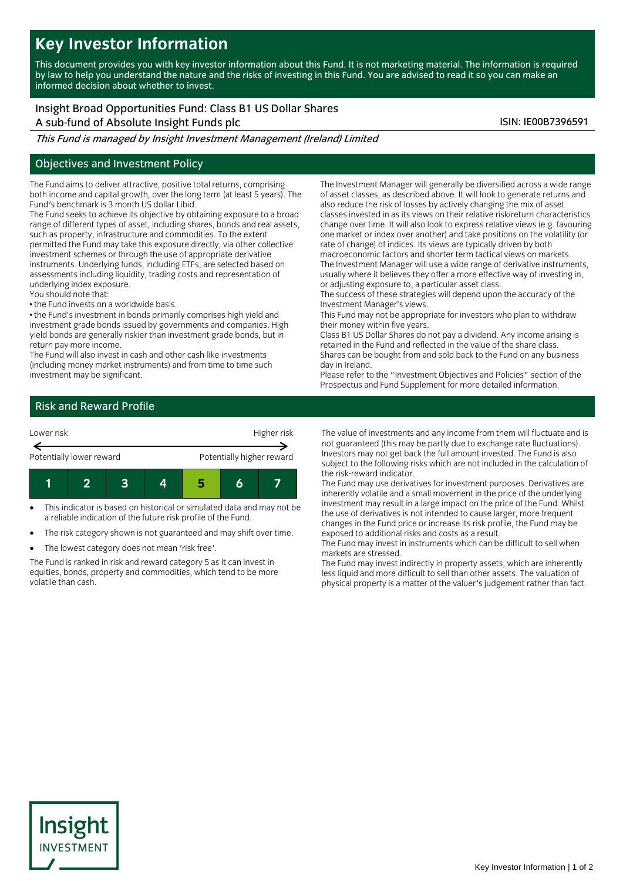# Key Investor Information

This document provides you with key investor information about this Fund. It is not marketing material. The information is required by law to help you understand the nature and the risks of investing in this Fund. You are advised to read it so you can make an informed decision about whether to invest.

**Insight Broad Opportunities Fund: Class B1 US Dollar Shares**
**A sub-fund of Absolute Insight Funds plc**

ISIN: IE00B7396591

*This Fund is managed by Insight Investment Management (Ireland) Limited*

## Objectives and Investment Policy

The Fund aims to deliver attractive, positive total returns, comprising both income and capital growth, over the long term (at least 5 years). The Fund's benchmark is 3 month US dollar Libid.

The Fund seeks to achieve its objective by obtaining exposure to a broad range of different types of asset, including shares, bonds and real assets, such as property, infrastructure and commodities. To the extent permitted the Fund may take this exposure directly, via other collective investment schemes or through the use of appropriate derivative instruments. Underlying funds, including ETFs, are selected based on assessments including liquidity, trading costs and representation of underlying index exposure.

You should note that:

- the Fund invests on a worldwide basis.
- the Fund's investment in bonds primarily comprises high yield and investment grade bonds issued by governments and companies. High yield bonds are generally riskier than investment grade bonds, but in return pay more income.

The Fund will also invest in cash and other cash-like investments (including money market instruments) and from time to time such investment may be significant.

The Investment Manager will generally be diversified across a wide range of asset classes, as described above. It will look to generate returns and also reduce the risk of losses by actively changing the mix of asset classes invested in as its views on their relative risk/return characteristics change over time. It will also look to express relative views (e.g. favouring one market or index over another) and take positions on the volatility (or rate of change) of indices. Its views are typically driven by both macroeconomic factors and shorter term tactical views on markets.

The Investment Manager will use a wide range of derivative instruments, usually where it believes they offer a more effective way of investing in, or adjusting exposure to, a particular asset class.

The success of these strategies will depend upon the accuracy of the Investment Manager's views.

This Fund may not be appropriate for investors who plan to withdraw their money within five years.

Class B1 US Dollar Shares do not pay a dividend. Any income arising is retained in the Fund and reflected in the value of the share class.

Shares can be bought from and sold back to the Fund on any business day in Ireland.

Please refer to the "Investment Objectives and Policies" section of the Prospectus and Fund Supplement for more detailed information.

## Risk and Reward Profile

| Lower risk | | | | | | Higher risk |
|---|---|---|---|---|---|---|
| Potentially lower reward | | | | | | Potentially higher reward |
| 1 | 2 | 3 | 4 | **5** | 6 | 7 |

- This indicator is based on historical or simulated data and may not be a reliable indication of the future risk profile of the Fund.
- The risk category shown is not guaranteed and may shift over time.
- The lowest category does not mean 'risk free'.

The Fund is ranked in risk and reward category 5 as it can invest in equities, bonds, property and commodities, which tend to be more volatile than cash.

The value of investments and any income from them will fluctuate and is not guaranteed (this may be partly due to exchange rate fluctuations). Investors may not get back the full amount invested. The Fund is also subject to the following risks which are not included in the calculation of the risk-reward indicator.

The Fund may use derivatives for investment purposes. Derivatives are inherently volatile and a small movement in the price of the underlying investment may result in a large impact on the price of the Fund. Whilst the use of derivatives is not intended to cause larger, more frequent changes in the Fund price or increase its risk profile, the Fund may be exposed to additional risks and costs as a result.

The Fund may invest in instruments which can be difficult to sell when markets are stressed.

The Fund may invest indirectly in property assets, which are inherently less liquid and more difficult to sell than other assets. The valuation of physical property is a matter of the valuer's judgement rather than fact.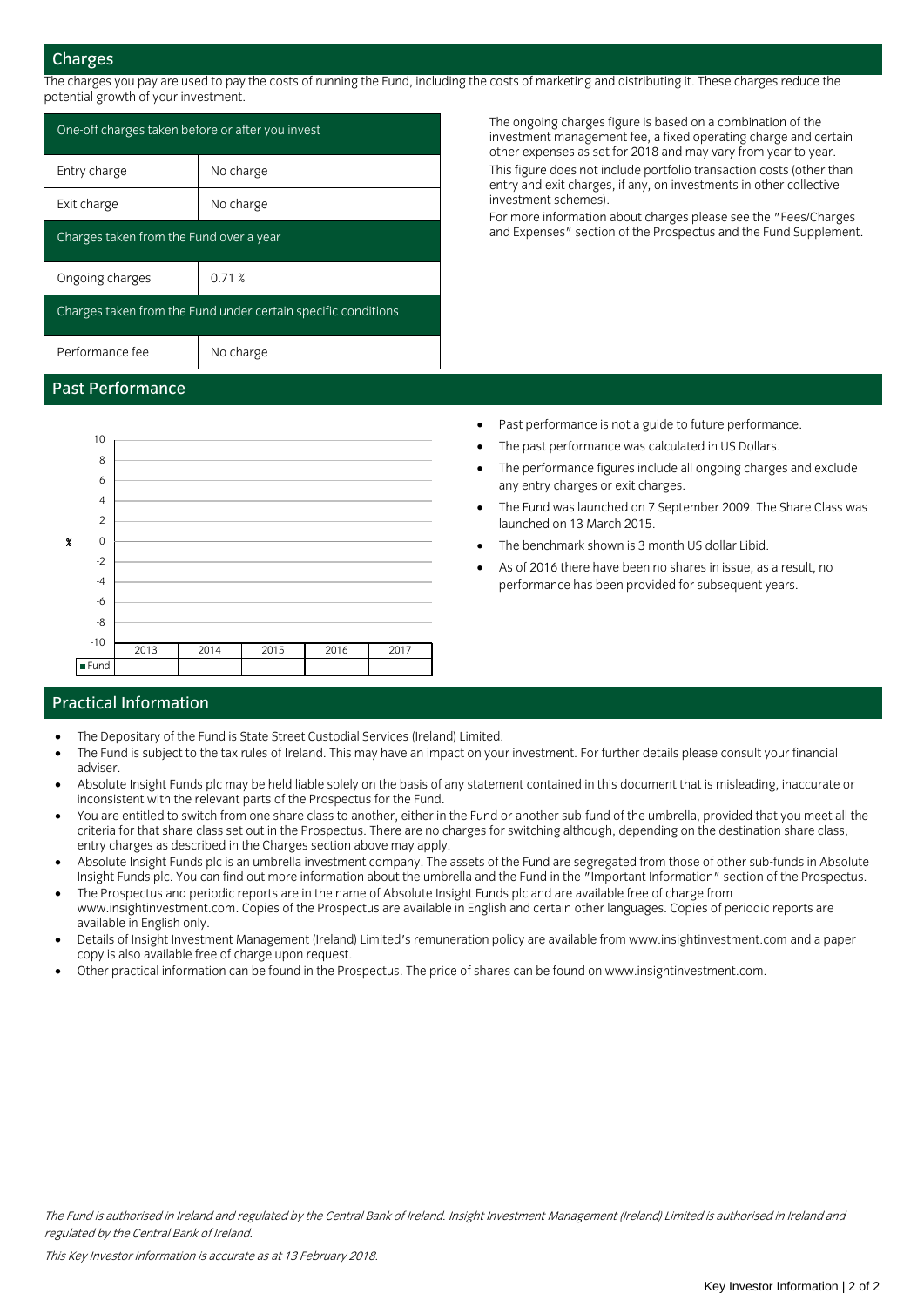## Charges

The charges you pay are used to pay the costs of running the Fund, including the costs of marketing and distributing it. These charges reduce the potential growth of your investment.

| One-off charges taken before or after you invest | |
|---|---|
| Entry charge | No charge |
| Exit charge | No charge |
| **Charges taken from the Fund over a year** | |
| Ongoing charges | 0.71 % |
| **Charges taken from the Fund under certain specific conditions** | |
| Performance fee | No charge |

The ongoing charges figure is based on a combination of the investment management fee, a fixed operating charge and certain other expenses as set for 2018 and may vary from year to year.

This figure does not include portfolio transaction costs (other than entry and exit charges, if any, on investments in other collective investment schemes).

For more information about charges please see the "Fees/Charges and Expenses" section of the Prospectus and the Fund Supplement.

## Past Performance

%

10
8
6
4
2
0
-2
-4
-6
-8
-10

2013
2014
2015
2016
2017

Fund

- Past performance is not a guide to future performance.
- The past performance was calculated in US Dollars.
- The performance figures include all ongoing charges and exclude any entry charges or exit charges.
- The Fund was launched on 7 September 2009. The Share Class was launched on 13 March 2015.
- The benchmark shown is 3 month US dollar Libid.
- As of 2016 there have been no shares in issue, as a result, no performance has been provided for subsequent years.

## Practical Information

- The Depositary of the Fund is State Street Custodial Services (Ireland) Limited.
- The Fund is subject to the tax rules of Ireland. This may have an impact on your investment. For further details please consult your financial adviser.
- Absolute Insight Funds plc may be held liable solely on the basis of any statement contained in this document that is misleading, inaccurate or inconsistent with the relevant parts of the Prospectus for the Fund.
- You are entitled to switch from one share class to another, either in the Fund or another sub-fund of the umbrella, provided that you meet all the criteria for that share class set out in the Prospectus. There are no charges for switching although, depending on the destination share class, entry charges as described in the Charges section above may apply.
- Absolute Insight Funds plc is an umbrella investment company. The assets of the Fund are segregated from those of other sub-funds in Absolute Insight Funds plc. You can find out more information about the umbrella and the Fund in the "Important Information" section of the Prospectus.
- The Prospectus and periodic reports are in the name of Absolute Insight Funds plc and are available free of charge from www.insightinvestment.com. Copies of the Prospectus are available in English and certain other languages. Copies of periodic reports are available in English only.
- Details of Insight Investment Management (Ireland) Limited's remuneration policy are available from www.insightinvestment.com and a paper copy is also available free of charge upon request.
- Other practical information can be found in the Prospectus. The price of shares can be found on www.insightinvestment.com.

*The Fund is authorised in Ireland and regulated by the Central Bank of Ireland. Insight Investment Management (Ireland) Limited is authorised in Ireland and regulated by the Central Bank of Ireland.*

*This Key Investor Information is accurate as at 13 February 2018.*